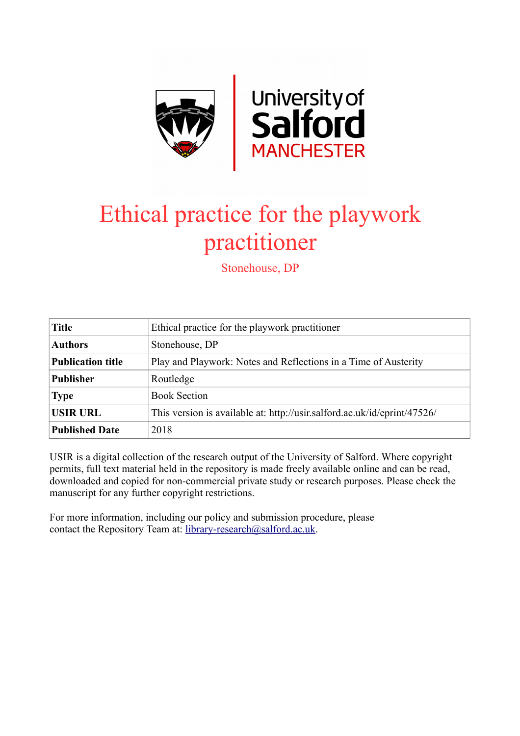# Ethical practice for the playwork practitioner

Stonehouse, DP

| **Title** | Ethical practice for the playwork practitioner |
|---|---|
| **Authors** | Stonehouse, DP |
| **Publication title** | Play and Playwork: Notes and Reflections in a Time of Austerity |
| **Publisher** | Routledge |
| **Type** | Book Section |
| **USIR URL** | This version is available at: http://usir.salford.ac.uk/id/eprint/47526/ |
| **Published Date** | 2018 |

USIR is a digital collection of the research output of the University of Salford. Where copyright permits, full text material held in the repository is made freely available online and can be read, downloaded and copied for non-commercial private study or research purposes. Please check the manuscript for any further copyright restrictions.

For more information, including our policy and submission procedure, please contact the Repository Team at: library-research@salford.ac.uk.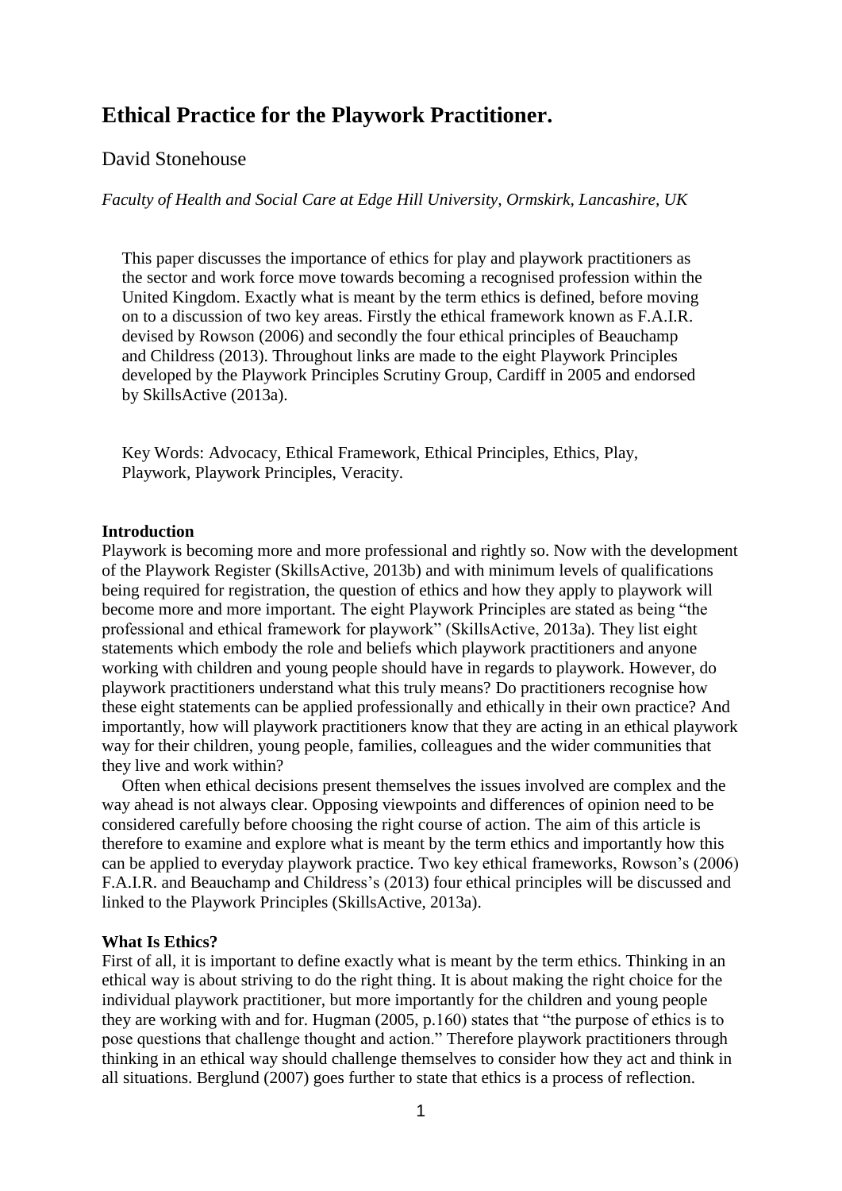# Ethical Practice for the Playwork Practitioner.

David Stonehouse

*Faculty of Health and Social Care at Edge Hill University, Ormskirk, Lancashire, UK*

This paper discusses the importance of ethics for play and playwork practitioners as the sector and work force move towards becoming a recognised profession within the United Kingdom. Exactly what is meant by the term ethics is defined, before moving on to a discussion of two key areas. Firstly the ethical framework known as F.A.I.R. devised by Rowson (2006) and secondly the four ethical principles of Beauchamp and Childress (2013). Throughout links are made to the eight Playwork Principles developed by the Playwork Principles Scrutiny Group, Cardiff in 2005 and endorsed by SkillsActive (2013a).

Key Words: Advocacy, Ethical Framework, Ethical Principles, Ethics, Play, Playwork, Playwork Principles, Veracity.

**Introduction**

Playwork is becoming more and more professional and rightly so. Now with the development of the Playwork Register (SkillsActive, 2013b) and with minimum levels of qualifications being required for registration, the question of ethics and how they apply to playwork will become more and more important. The eight Playwork Principles are stated as being "the professional and ethical framework for playwork" (SkillsActive, 2013a). They list eight statements which embody the role and beliefs which playwork practitioners and anyone working with children and young people should have in regards to playwork. However, do playwork practitioners understand what this truly means? Do practitioners recognise how these eight statements can be applied professionally and ethically in their own practice? And importantly, how will playwork practitioners know that they are acting in an ethical playwork way for their children, young people, families, colleagues and the wider communities that they live and work within?

Often when ethical decisions present themselves the issues involved are complex and the way ahead is not always clear. Opposing viewpoints and differences of opinion need to be considered carefully before choosing the right course of action. The aim of this article is therefore to examine and explore what is meant by the term ethics and importantly how this can be applied to everyday playwork practice. Two key ethical frameworks, Rowson's (2006) F.A.I.R. and Beauchamp and Childress's (2013) four ethical principles will be discussed and linked to the Playwork Principles (SkillsActive, 2013a).

**What Is Ethics?**

First of all, it is important to define exactly what is meant by the term ethics. Thinking in an ethical way is about striving to do the right thing. It is about making the right choice for the individual playwork practitioner, but more importantly for the children and young people they are working with and for. Hugman (2005, p.160) states that "the purpose of ethics is to pose questions that challenge thought and action." Therefore playwork practitioners through thinking in an ethical way should challenge themselves to consider how they act and think in all situations. Berglund (2007) goes further to state that ethics is a process of reflection.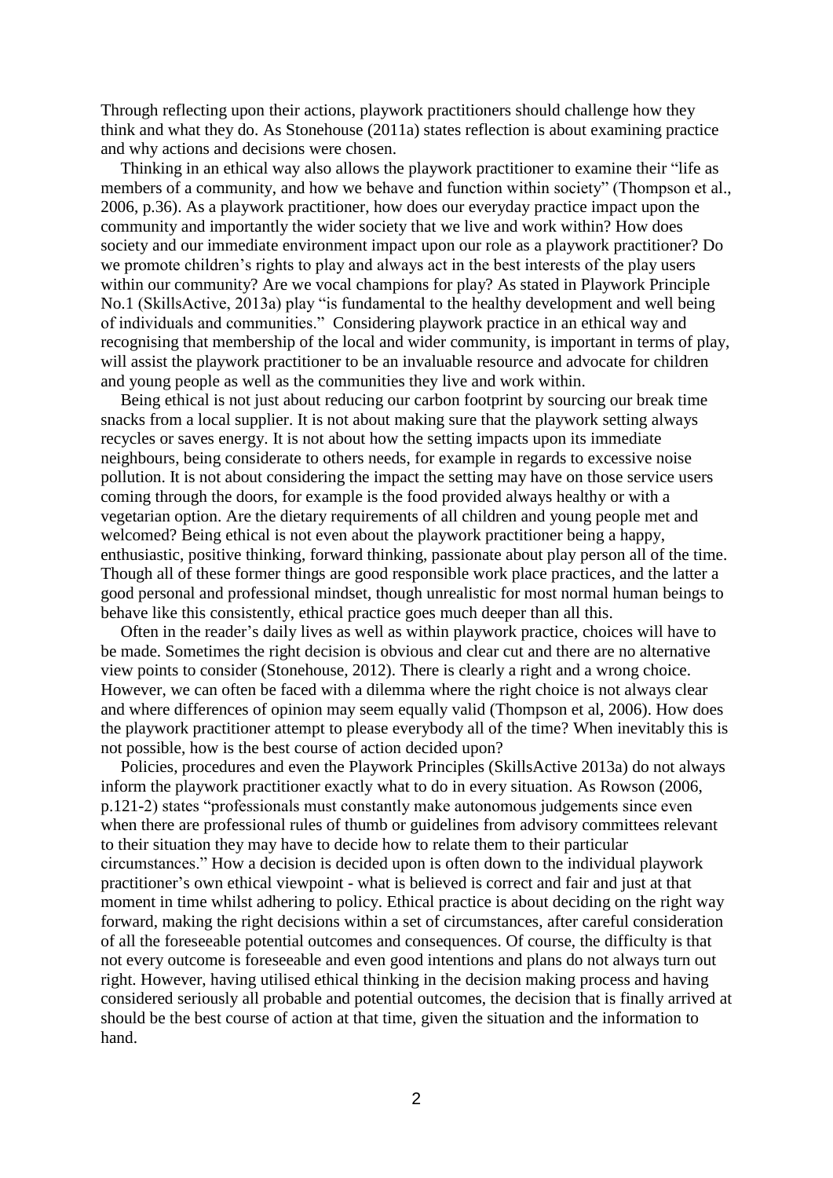Through reflecting upon their actions, playwork practitioners should challenge how they think and what they do. As Stonehouse (2011a) states reflection is about examining practice and why actions and decisions were chosen.

Thinking in an ethical way also allows the playwork practitioner to examine their "life as members of a community, and how we behave and function within society" (Thompson et al., 2006, p.36). As a playwork practitioner, how does our everyday practice impact upon the community and importantly the wider society that we live and work within? How does society and our immediate environment impact upon our role as a playwork practitioner? Do we promote children's rights to play and always act in the best interests of the play users within our community? Are we vocal champions for play? As stated in Playwork Principle No.1 (SkillsActive, 2013a) play "is fundamental to the healthy development and well being of individuals and communities." Considering playwork practice in an ethical way and recognising that membership of the local and wider community, is important in terms of play, will assist the playwork practitioner to be an invaluable resource and advocate for children and young people as well as the communities they live and work within.

Being ethical is not just about reducing our carbon footprint by sourcing our break time snacks from a local supplier. It is not about making sure that the playwork setting always recycles or saves energy. It is not about how the setting impacts upon its immediate neighbours, being considerate to others needs, for example in regards to excessive noise pollution. It is not about considering the impact the setting may have on those service users coming through the doors, for example is the food provided always healthy or with a vegetarian option. Are the dietary requirements of all children and young people met and welcomed? Being ethical is not even about the playwork practitioner being a happy, enthusiastic, positive thinking, forward thinking, passionate about play person all of the time. Though all of these former things are good responsible work place practices, and the latter a good personal and professional mindset, though unrealistic for most normal human beings to behave like this consistently, ethical practice goes much deeper than all this.

Often in the reader's daily lives as well as within playwork practice, choices will have to be made. Sometimes the right decision is obvious and clear cut and there are no alternative view points to consider (Stonehouse, 2012). There is clearly a right and a wrong choice. However, we can often be faced with a dilemma where the right choice is not always clear and where differences of opinion may seem equally valid (Thompson et al, 2006). How does the playwork practitioner attempt to please everybody all of the time? When inevitably this is not possible, how is the best course of action decided upon?

Policies, procedures and even the Playwork Principles (SkillsActive 2013a) do not always inform the playwork practitioner exactly what to do in every situation. As Rowson (2006, p.121-2) states "professionals must constantly make autonomous judgements since even when there are professional rules of thumb or guidelines from advisory committees relevant to their situation they may have to decide how to relate them to their particular circumstances." How a decision is decided upon is often down to the individual playwork practitioner's own ethical viewpoint - what is believed is correct and fair and just at that moment in time whilst adhering to policy. Ethical practice is about deciding on the right way forward, making the right decisions within a set of circumstances, after careful consideration of all the foreseeable potential outcomes and consequences. Of course, the difficulty is that not every outcome is foreseeable and even good intentions and plans do not always turn out right. However, having utilised ethical thinking in the decision making process and having considered seriously all probable and potential outcomes, the decision that is finally arrived at should be the best course of action at that time, given the situation and the information to hand.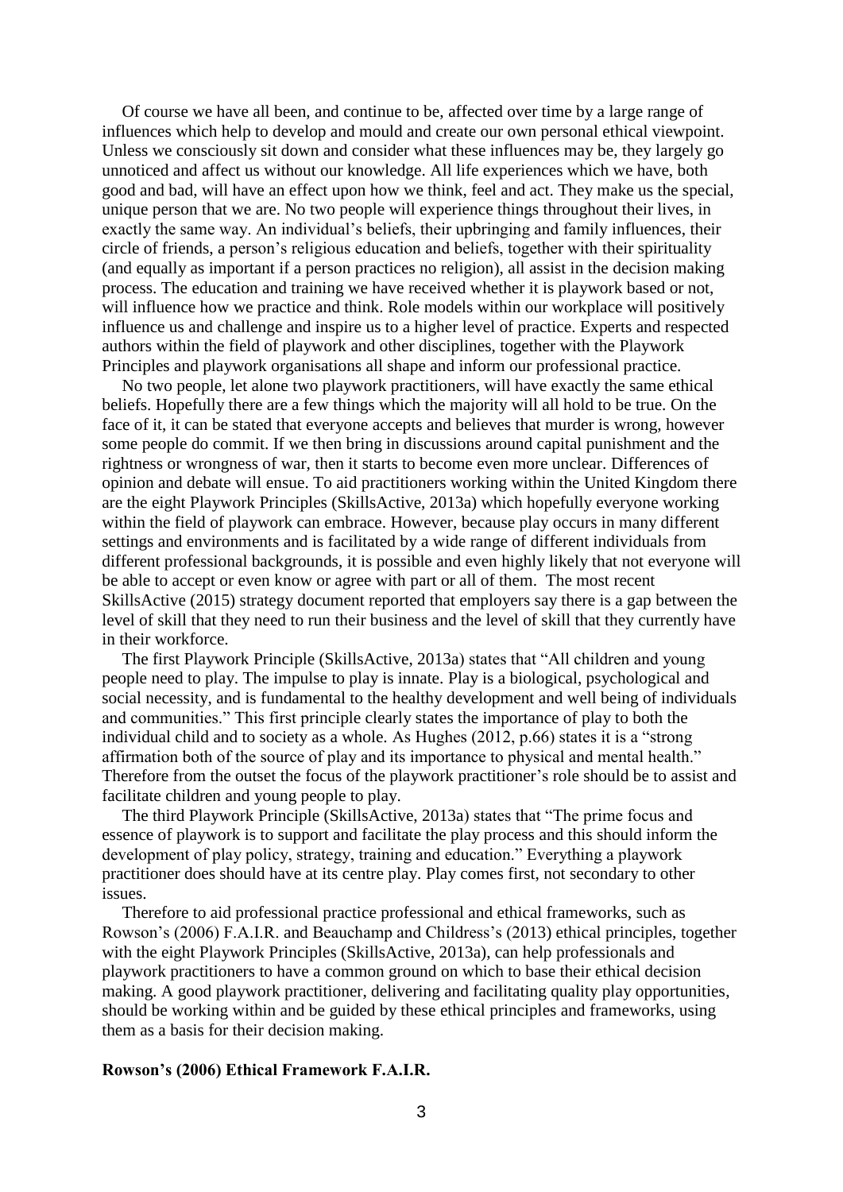Of course we have all been, and continue to be, affected over time by a large range of influences which help to develop and mould and create our own personal ethical viewpoint. Unless we consciously sit down and consider what these influences may be, they largely go unnoticed and affect us without our knowledge. All life experiences which we have, both good and bad, will have an effect upon how we think, feel and act. They make us the special, unique person that we are. No two people will experience things throughout their lives, in exactly the same way. An individual's beliefs, their upbringing and family influences, their circle of friends, a person's religious education and beliefs, together with their spirituality (and equally as important if a person practices no religion), all assist in the decision making process. The education and training we have received whether it is playwork based or not, will influence how we practice and think. Role models within our workplace will positively influence us and challenge and inspire us to a higher level of practice. Experts and respected authors within the field of playwork and other disciplines, together with the Playwork Principles and playwork organisations all shape and inform our professional practice.

No two people, let alone two playwork practitioners, will have exactly the same ethical beliefs. Hopefully there are a few things which the majority will all hold to be true. On the face of it, it can be stated that everyone accepts and believes that murder is wrong, however some people do commit. If we then bring in discussions around capital punishment and the rightness or wrongness of war, then it starts to become even more unclear. Differences of opinion and debate will ensue. To aid practitioners working within the United Kingdom there are the eight Playwork Principles (SkillsActive, 2013a) which hopefully everyone working within the field of playwork can embrace. However, because play occurs in many different settings and environments and is facilitated by a wide range of different individuals from different professional backgrounds, it is possible and even highly likely that not everyone will be able to accept or even know or agree with part or all of them. The most recent SkillsActive (2015) strategy document reported that employers say there is a gap between the level of skill that they need to run their business and the level of skill that they currently have in their workforce.

The first Playwork Principle (SkillsActive, 2013a) states that "All children and young people need to play. The impulse to play is innate. Play is a biological, psychological and social necessity, and is fundamental to the healthy development and well being of individuals and communities." This first principle clearly states the importance of play to both the individual child and to society as a whole. As Hughes (2012, p.66) states it is a "strong affirmation both of the source of play and its importance to physical and mental health." Therefore from the outset the focus of the playwork practitioner's role should be to assist and facilitate children and young people to play.

The third Playwork Principle (SkillsActive, 2013a) states that "The prime focus and essence of playwork is to support and facilitate the play process and this should inform the development of play policy, strategy, training and education." Everything a playwork practitioner does should have at its centre play. Play comes first, not secondary to other issues.

Therefore to aid professional practice professional and ethical frameworks, such as Rowson's (2006) F.A.I.R. and Beauchamp and Childress's (2013) ethical principles, together with the eight Playwork Principles (SkillsActive, 2013a), can help professionals and playwork practitioners to have a common ground on which to base their ethical decision making. A good playwork practitioner, delivering and facilitating quality play opportunities, should be working within and be guided by these ethical principles and frameworks, using them as a basis for their decision making.

**Rowson's (2006) Ethical Framework F.A.I.R.**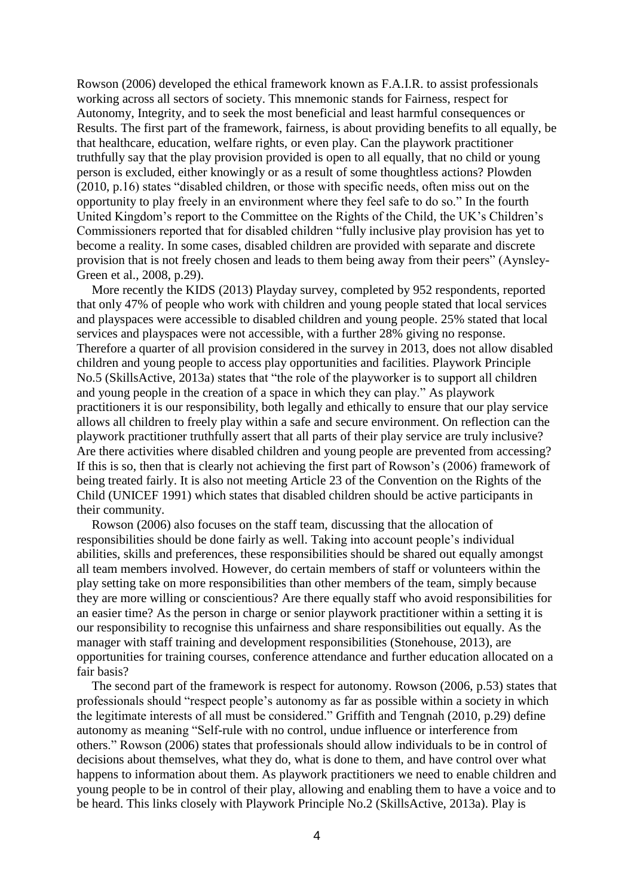Rowson (2006) developed the ethical framework known as F.A.I.R. to assist professionals working across all sectors of society. This mnemonic stands for Fairness, respect for Autonomy, Integrity, and to seek the most beneficial and least harmful consequences or Results. The first part of the framework, fairness, is about providing benefits to all equally, be that healthcare, education, welfare rights, or even play. Can the playwork practitioner truthfully say that the play provision provided is open to all equally, that no child or young person is excluded, either knowingly or as a result of some thoughtless actions? Plowden (2010, p.16) states "disabled children, or those with specific needs, often miss out on the opportunity to play freely in an environment where they feel safe to do so." In the fourth United Kingdom's report to the Committee on the Rights of the Child, the UK's Children's Commissioners reported that for disabled children "fully inclusive play provision has yet to become a reality. In some cases, disabled children are provided with separate and discrete provision that is not freely chosen and leads to them being away from their peers" (Aynsley-Green et al., 2008, p.29).

More recently the KIDS (2013) Playday survey, completed by 952 respondents, reported that only 47% of people who work with children and young people stated that local services and playspaces were accessible to disabled children and young people. 25% stated that local services and playspaces were not accessible, with a further 28% giving no response. Therefore a quarter of all provision considered in the survey in 2013, does not allow disabled children and young people to access play opportunities and facilities. Playwork Principle No.5 (SkillsActive, 2013a) states that "the role of the playworker is to support all children and young people in the creation of a space in which they can play." As playwork practitioners it is our responsibility, both legally and ethically to ensure that our play service allows all children to freely play within a safe and secure environment. On reflection can the playwork practitioner truthfully assert that all parts of their play service are truly inclusive? Are there activities where disabled children and young people are prevented from accessing? If this is so, then that is clearly not achieving the first part of Rowson's (2006) framework of being treated fairly. It is also not meeting Article 23 of the Convention on the Rights of the Child (UNICEF 1991) which states that disabled children should be active participants in their community.

Rowson (2006) also focuses on the staff team, discussing that the allocation of responsibilities should be done fairly as well. Taking into account people's individual abilities, skills and preferences, these responsibilities should be shared out equally amongst all team members involved. However, do certain members of staff or volunteers within the play setting take on more responsibilities than other members of the team, simply because they are more willing or conscientious? Are there equally staff who avoid responsibilities for an easier time? As the person in charge or senior playwork practitioner within a setting it is our responsibility to recognise this unfairness and share responsibilities out equally. As the manager with staff training and development responsibilities (Stonehouse, 2013), are opportunities for training courses, conference attendance and further education allocated on a fair basis?

The second part of the framework is respect for autonomy. Rowson (2006, p.53) states that professionals should "respect people's autonomy as far as possible within a society in which the legitimate interests of all must be considered." Griffith and Tengnah (2010, p.29) define autonomy as meaning "Self-rule with no control, undue influence or interference from others." Rowson (2006) states that professionals should allow individuals to be in control of decisions about themselves, what they do, what is done to them, and have control over what happens to information about them. As playwork practitioners we need to enable children and young people to be in control of their play, allowing and enabling them to have a voice and to be heard. This links closely with Playwork Principle No.2 (SkillsActive, 2013a). Play is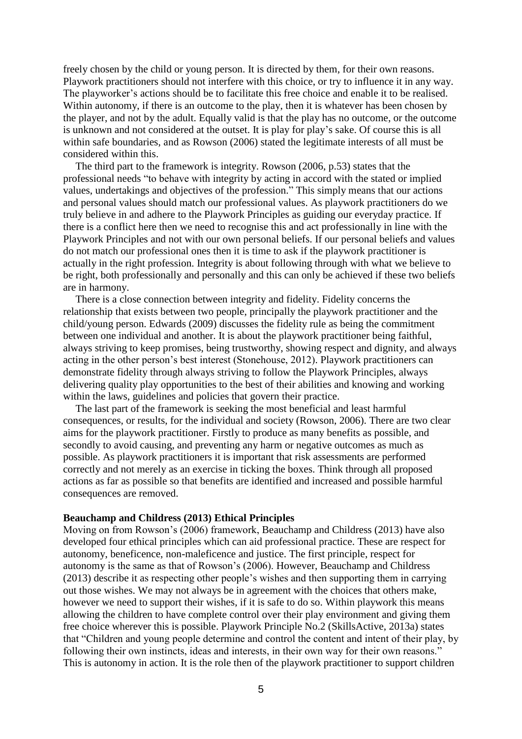freely chosen by the child or young person. It is directed by them, for their own reasons. Playwork practitioners should not interfere with this choice, or try to influence it in any way. The playworker's actions should be to facilitate this free choice and enable it to be realised. Within autonomy, if there is an outcome to the play, then it is whatever has been chosen by the player, and not by the adult. Equally valid is that the play has no outcome, or the outcome is unknown and not considered at the outset. It is play for play's sake. Of course this is all within safe boundaries, and as Rowson (2006) stated the legitimate interests of all must be considered within this.

The third part to the framework is integrity. Rowson (2006, p.53) states that the professional needs "to behave with integrity by acting in accord with the stated or implied values, undertakings and objectives of the profession." This simply means that our actions and personal values should match our professional values. As playwork practitioners do we truly believe in and adhere to the Playwork Principles as guiding our everyday practice. If there is a conflict here then we need to recognise this and act professionally in line with the Playwork Principles and not with our own personal beliefs. If our personal beliefs and values do not match our professional ones then it is time to ask if the playwork practitioner is actually in the right profession. Integrity is about following through with what we believe to be right, both professionally and personally and this can only be achieved if these two beliefs are in harmony.

There is a close connection between integrity and fidelity. Fidelity concerns the relationship that exists between two people, principally the playwork practitioner and the child/young person. Edwards (2009) discusses the fidelity rule as being the commitment between one individual and another. It is about the playwork practitioner being faithful, always striving to keep promises, being trustworthy, showing respect and dignity, and always acting in the other person's best interest (Stonehouse, 2012). Playwork practitioners can demonstrate fidelity through always striving to follow the Playwork Principles, always delivering quality play opportunities to the best of their abilities and knowing and working within the laws, guidelines and policies that govern their practice.

The last part of the framework is seeking the most beneficial and least harmful consequences, or results, for the individual and society (Rowson, 2006). There are two clear aims for the playwork practitioner. Firstly to produce as many benefits as possible, and secondly to avoid causing, and preventing any harm or negative outcomes as much as possible. As playwork practitioners it is important that risk assessments are performed correctly and not merely as an exercise in ticking the boxes. Think through all proposed actions as far as possible so that benefits are identified and increased and possible harmful consequences are removed.

**Beauchamp and Childress (2013) Ethical Principles**

Moving on from Rowson's (2006) framework, Beauchamp and Childress (2013) have also developed four ethical principles which can aid professional practice. These are respect for autonomy, beneficence, non-maleficence and justice. The first principle, respect for autonomy is the same as that of Rowson's (2006). However, Beauchamp and Childress (2013) describe it as respecting other people's wishes and then supporting them in carrying out those wishes. We may not always be in agreement with the choices that others make, however we need to support their wishes, if it is safe to do so. Within playwork this means allowing the children to have complete control over their play environment and giving them free choice wherever this is possible. Playwork Principle No.2 (SkillsActive, 2013a) states that "Children and young people determine and control the content and intent of their play, by following their own instincts, ideas and interests, in their own way for their own reasons." This is autonomy in action. It is the role then of the playwork practitioner to support children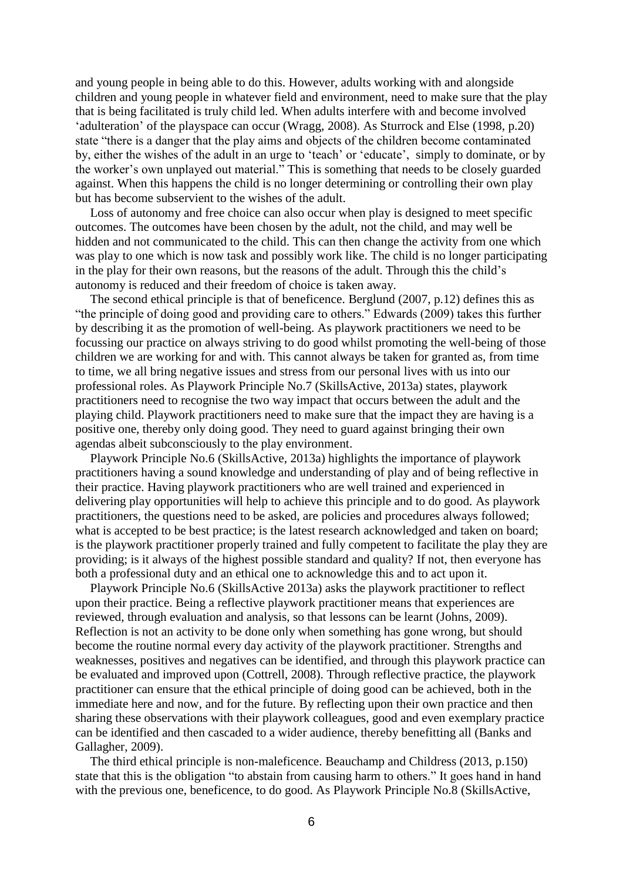and young people in being able to do this. However, adults working with and alongside children and young people in whatever field and environment, need to make sure that the play that is being facilitated is truly child led. When adults interfere with and become involved 'adulteration' of the playspace can occur (Wragg, 2008). As Sturrock and Else (1998, p.20) state "there is a danger that the play aims and objects of the children become contaminated by, either the wishes of the adult in an urge to 'teach' or 'educate', simply to dominate, or by the worker's own unplayed out material." This is something that needs to be closely guarded against. When this happens the child is no longer determining or controlling their own play but has become subservient to the wishes of the adult.

Loss of autonomy and free choice can also occur when play is designed to meet specific outcomes. The outcomes have been chosen by the adult, not the child, and may well be hidden and not communicated to the child. This can then change the activity from one which was play to one which is now task and possibly work like. The child is no longer participating in the play for their own reasons, but the reasons of the adult. Through this the child's autonomy is reduced and their freedom of choice is taken away.

The second ethical principle is that of beneficence. Berglund (2007, p.12) defines this as "the principle of doing good and providing care to others." Edwards (2009) takes this further by describing it as the promotion of well-being. As playwork practitioners we need to be focussing our practice on always striving to do good whilst promoting the well-being of those children we are working for and with. This cannot always be taken for granted as, from time to time, we all bring negative issues and stress from our personal lives with us into our professional roles. As Playwork Principle No.7 (SkillsActive, 2013a) states, playwork practitioners need to recognise the two way impact that occurs between the adult and the playing child. Playwork practitioners need to make sure that the impact they are having is a positive one, thereby only doing good. They need to guard against bringing their own agendas albeit subconsciously to the play environment.

Playwork Principle No.6 (SkillsActive, 2013a) highlights the importance of playwork practitioners having a sound knowledge and understanding of play and of being reflective in their practice. Having playwork practitioners who are well trained and experienced in delivering play opportunities will help to achieve this principle and to do good. As playwork practitioners, the questions need to be asked, are policies and procedures always followed; what is accepted to be best practice; is the latest research acknowledged and taken on board; is the playwork practitioner properly trained and fully competent to facilitate the play they are providing; is it always of the highest possible standard and quality? If not, then everyone has both a professional duty and an ethical one to acknowledge this and to act upon it.

Playwork Principle No.6 (SkillsActive 2013a) asks the playwork practitioner to reflect upon their practice. Being a reflective playwork practitioner means that experiences are reviewed, through evaluation and analysis, so that lessons can be learnt (Johns, 2009). Reflection is not an activity to be done only when something has gone wrong, but should become the routine normal every day activity of the playwork practitioner. Strengths and weaknesses, positives and negatives can be identified, and through this playwork practice can be evaluated and improved upon (Cottrell, 2008). Through reflective practice, the playwork practitioner can ensure that the ethical principle of doing good can be achieved, both in the immediate here and now, and for the future. By reflecting upon their own practice and then sharing these observations with their playwork colleagues, good and even exemplary practice can be identified and then cascaded to a wider audience, thereby benefitting all (Banks and Gallagher, 2009).

The third ethical principle is non-maleficence. Beauchamp and Childress (2013, p.150) state that this is the obligation "to abstain from causing harm to others." It goes hand in hand with the previous one, beneficence, to do good. As Playwork Principle No.8 (SkillsActive,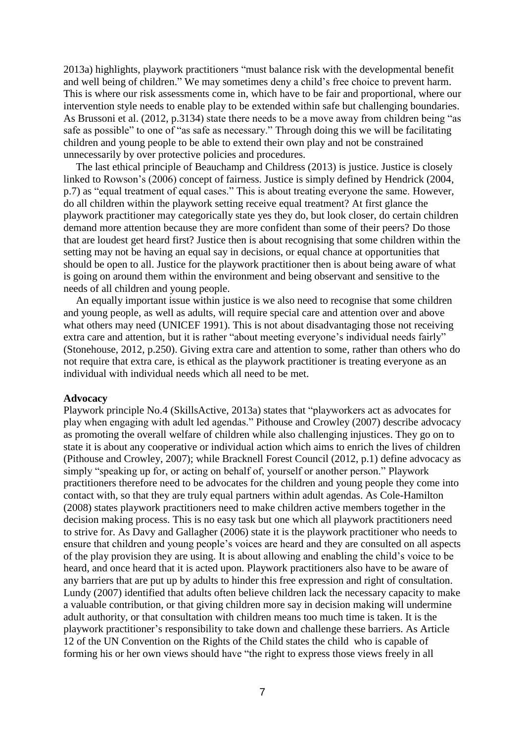2013a) highlights, playwork practitioners "must balance risk with the developmental benefit and well being of children." We may sometimes deny a child's free choice to prevent harm. This is where our risk assessments come in, which have to be fair and proportional, where our intervention style needs to enable play to be extended within safe but challenging boundaries. As Brussoni et al. (2012, p.3134) state there needs to be a move away from children being "as safe as possible" to one of "as safe as necessary." Through doing this we will be facilitating children and young people to be able to extend their own play and not be constrained unnecessarily by over protective policies and procedures.

The last ethical principle of Beauchamp and Childress (2013) is justice. Justice is closely linked to Rowson's (2006) concept of fairness. Justice is simply defined by Hendrick (2004, p.7) as "equal treatment of equal cases." This is about treating everyone the same. However, do all children within the playwork setting receive equal treatment? At first glance the playwork practitioner may categorically state yes they do, but look closer, do certain children demand more attention because they are more confident than some of their peers? Do those that are loudest get heard first? Justice then is about recognising that some children within the setting may not be having an equal say in decisions, or equal chance at opportunities that should be open to all. Justice for the playwork practitioner then is about being aware of what is going on around them within the environment and being observant and sensitive to the needs of all children and young people.

An equally important issue within justice is we also need to recognise that some children and young people, as well as adults, will require special care and attention over and above what others may need (UNICEF 1991). This is not about disadvantaging those not receiving extra care and attention, but it is rather "about meeting everyone's individual needs fairly" (Stonehouse, 2012, p.250). Giving extra care and attention to some, rather than others who do not require that extra care, is ethical as the playwork practitioner is treating everyone as an individual with individual needs which all need to be met.

**Advocacy**

Playwork principle No.4 (SkillsActive, 2013a) states that "playworkers act as advocates for play when engaging with adult led agendas." Pithouse and Crowley (2007) describe advocacy as promoting the overall welfare of children while also challenging injustices. They go on to state it is about any cooperative or individual action which aims to enrich the lives of children (Pithouse and Crowley, 2007); while Bracknell Forest Council (2012, p.1) define advocacy as simply "speaking up for, or acting on behalf of, yourself or another person." Playwork practitioners therefore need to be advocates for the children and young people they come into contact with, so that they are truly equal partners within adult agendas. As Cole-Hamilton (2008) states playwork practitioners need to make children active members together in the decision making process. This is no easy task but one which all playwork practitioners need to strive for. As Davy and Gallagher (2006) state it is the playwork practitioner who needs to ensure that children and young people's voices are heard and they are consulted on all aspects of the play provision they are using. It is about allowing and enabling the child's voice to be heard, and once heard that it is acted upon. Playwork practitioners also have to be aware of any barriers that are put up by adults to hinder this free expression and right of consultation. Lundy (2007) identified that adults often believe children lack the necessary capacity to make a valuable contribution, or that giving children more say in decision making will undermine adult authority, or that consultation with children means too much time is taken. It is the playwork practitioner's responsibility to take down and challenge these barriers. As Article 12 of the UN Convention on the Rights of the Child states the child who is capable of forming his or her own views should have "the right to express those views freely in all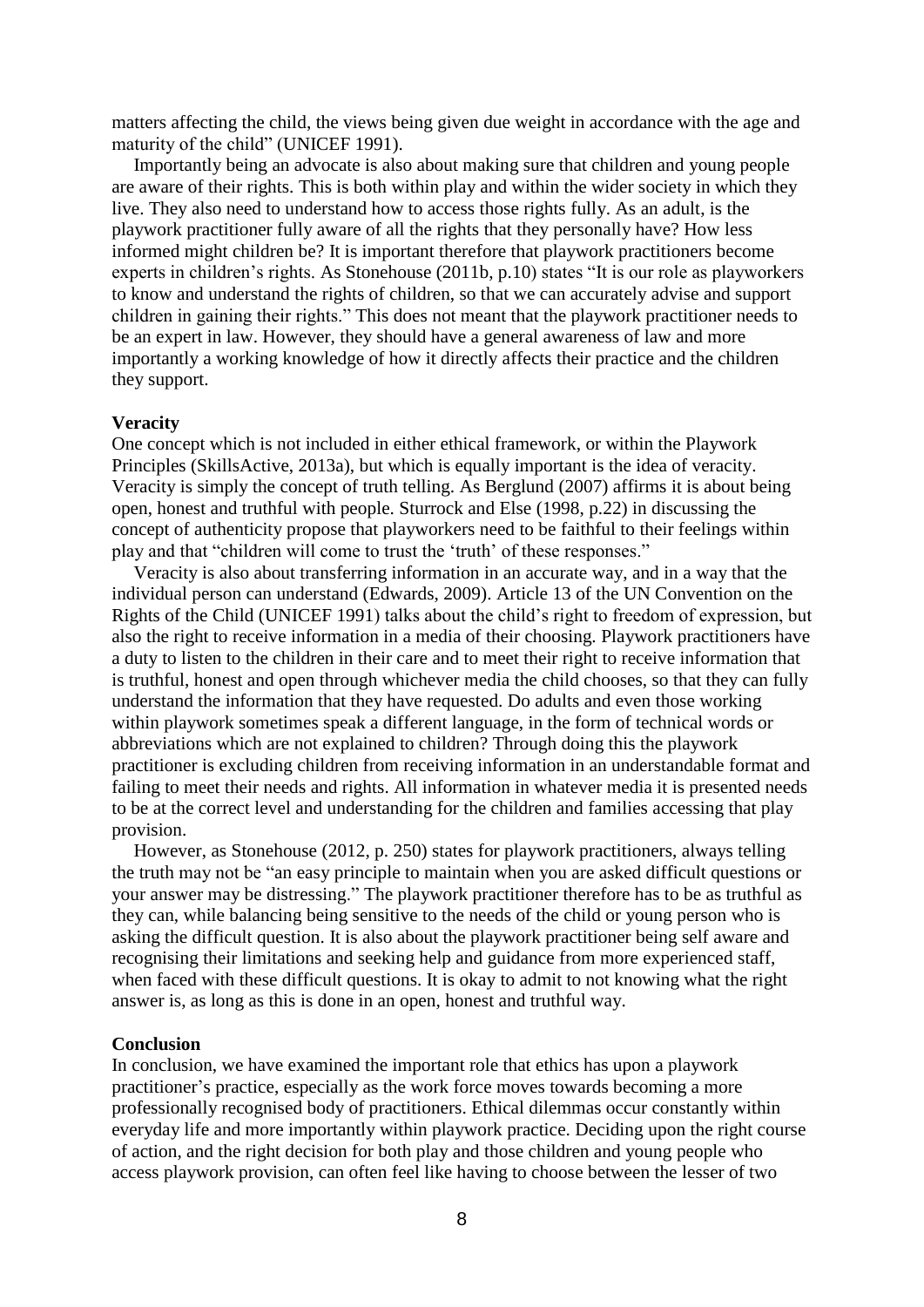matters affecting the child, the views being given due weight in accordance with the age and maturity of the child" (UNICEF 1991).

Importantly being an advocate is also about making sure that children and young people are aware of their rights. This is both within play and within the wider society in which they live. They also need to understand how to access those rights fully. As an adult, is the playwork practitioner fully aware of all the rights that they personally have? How less informed might children be? It is important therefore that playwork practitioners become experts in children's rights. As Stonehouse (2011b, p.10) states "It is our role as playworkers to know and understand the rights of children, so that we can accurately advise and support children in gaining their rights." This does not meant that the playwork practitioner needs to be an expert in law. However, they should have a general awareness of law and more importantly a working knowledge of how it directly affects their practice and the children they support.

**Veracity**

One concept which is not included in either ethical framework, or within the Playwork Principles (SkillsActive, 2013a), but which is equally important is the idea of veracity. Veracity is simply the concept of truth telling. As Berglund (2007) affirms it is about being open, honest and truthful with people. Sturrock and Else (1998, p.22) in discussing the concept of authenticity propose that playworkers need to be faithful to their feelings within play and that "children will come to trust the 'truth' of these responses."

Veracity is also about transferring information in an accurate way, and in a way that the individual person can understand (Edwards, 2009). Article 13 of the UN Convention on the Rights of the Child (UNICEF 1991) talks about the child's right to freedom of expression, but also the right to receive information in a media of their choosing. Playwork practitioners have a duty to listen to the children in their care and to meet their right to receive information that is truthful, honest and open through whichever media the child chooses, so that they can fully understand the information that they have requested. Do adults and even those working within playwork sometimes speak a different language, in the form of technical words or abbreviations which are not explained to children? Through doing this the playwork practitioner is excluding children from receiving information in an understandable format and failing to meet their needs and rights. All information in whatever media it is presented needs to be at the correct level and understanding for the children and families accessing that play provision.

However, as Stonehouse (2012, p. 250) states for playwork practitioners, always telling the truth may not be "an easy principle to maintain when you are asked difficult questions or your answer may be distressing." The playwork practitioner therefore has to be as truthful as they can, while balancing being sensitive to the needs of the child or young person who is asking the difficult question. It is also about the playwork practitioner being self aware and recognising their limitations and seeking help and guidance from more experienced staff, when faced with these difficult questions. It is okay to admit to not knowing what the right answer is, as long as this is done in an open, honest and truthful way.

**Conclusion**

In conclusion, we have examined the important role that ethics has upon a playwork practitioner's practice, especially as the work force moves towards becoming a more professionally recognised body of practitioners. Ethical dilemmas occur constantly within everyday life and more importantly within playwork practice. Deciding upon the right course of action, and the right decision for both play and those children and young people who access playwork provision, can often feel like having to choose between the lesser of two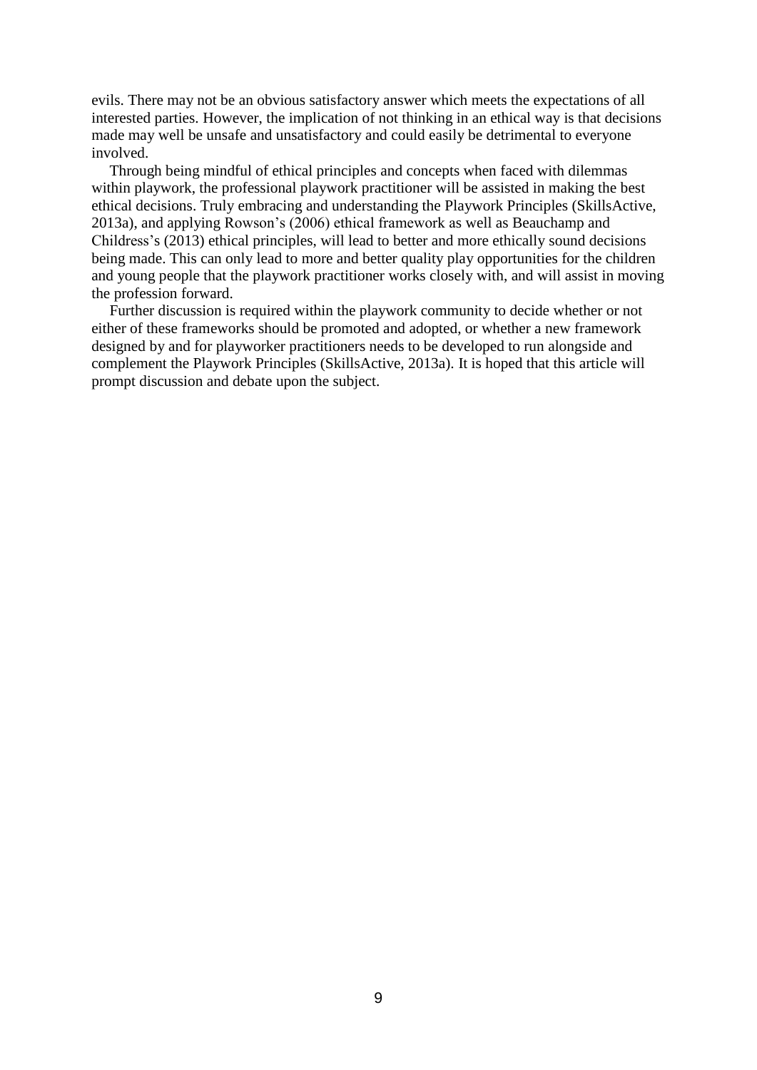evils. There may not be an obvious satisfactory answer which meets the expectations of all interested parties. However, the implication of not thinking in an ethical way is that decisions made may well be unsafe and unsatisfactory and could easily be detrimental to everyone involved.

Through being mindful of ethical principles and concepts when faced with dilemmas within playwork, the professional playwork practitioner will be assisted in making the best ethical decisions. Truly embracing and understanding the Playwork Principles (SkillsActive, 2013a), and applying Rowson's (2006) ethical framework as well as Beauchamp and Childress's (2013) ethical principles, will lead to better and more ethically sound decisions being made. This can only lead to more and better quality play opportunities for the children and young people that the playwork practitioner works closely with, and will assist in moving the profession forward.

Further discussion is required within the playwork community to decide whether or not either of these frameworks should be promoted and adopted, or whether a new framework designed by and for playworker practitioners needs to be developed to run alongside and complement the Playwork Principles (SkillsActive, 2013a). It is hoped that this article will prompt discussion and debate upon the subject.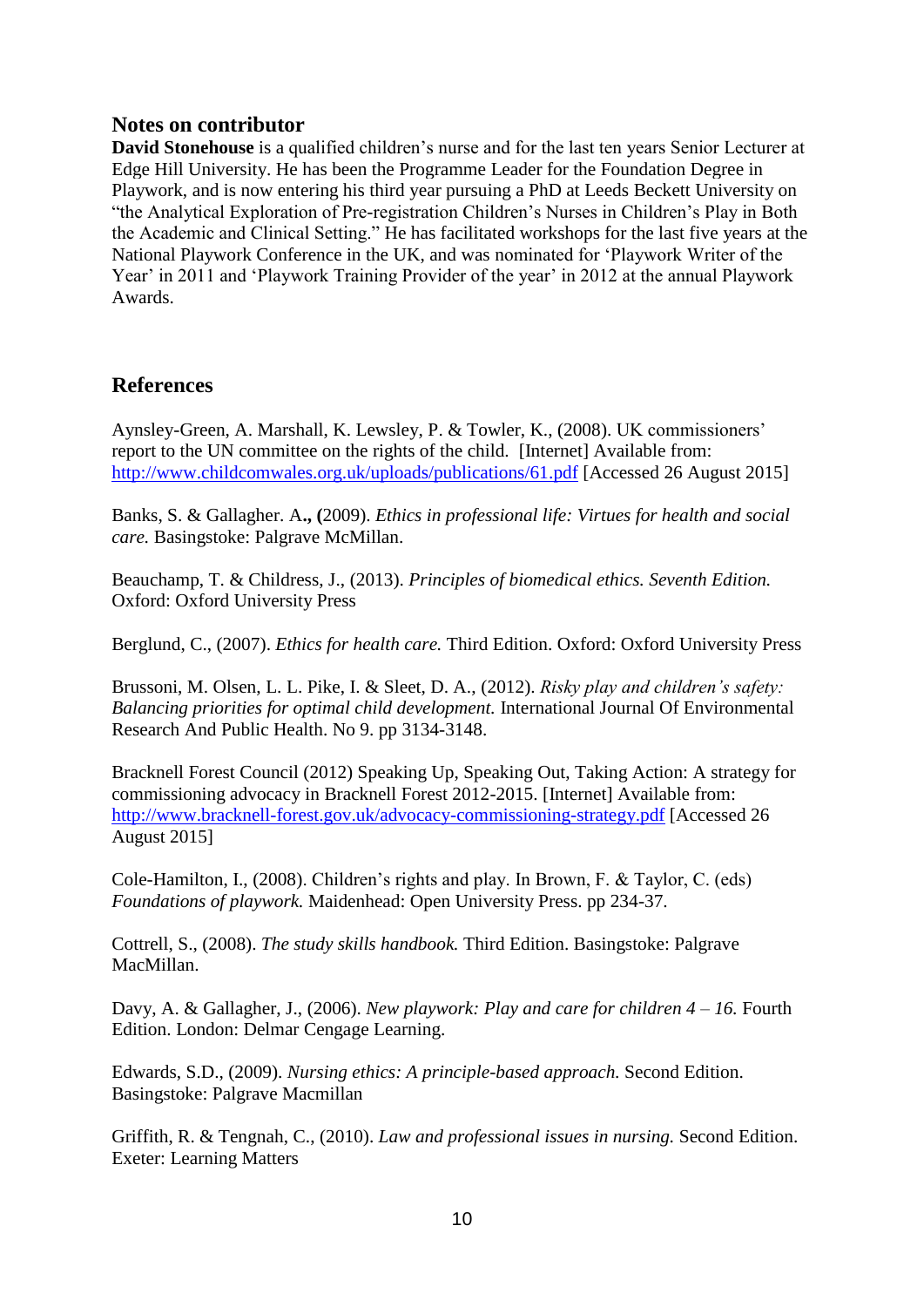## Notes on contributor

**David Stonehouse** is a qualified children's nurse and for the last ten years Senior Lecturer at Edge Hill University. He has been the Programme Leader for the Foundation Degree in Playwork, and is now entering his third year pursuing a PhD at Leeds Beckett University on "the Analytical Exploration of Pre-registration Children's Nurses in Children's Play in Both the Academic and Clinical Setting." He has facilitated workshops for the last five years at the National Playwork Conference in the UK, and was nominated for 'Playwork Writer of the Year' in 2011 and 'Playwork Training Provider of the year' in 2012 at the annual Playwork Awards.

## References

Aynsley-Green, A. Marshall, K. Lewsley, P. & Towler, K., (2008). UK commissioners' report to the UN committee on the rights of the child. [Internet] Available from: http://www.childcomwales.org.uk/uploads/publications/61.pdf [Accessed 26 August 2015]

Banks, S. & Gallagher. A**., (**2009). *Ethics in professional life: Virtues for health and social care.* Basingstoke: Palgrave McMillan.

Beauchamp, T. & Childress, J., (2013). *Principles of biomedical ethics. Seventh Edition.* Oxford: Oxford University Press

Berglund, C., (2007). *Ethics for health care.* Third Edition. Oxford: Oxford University Press

Brussoni, M. Olsen, L. L. Pike, I. & Sleet, D. A., (2012). *Risky play and children's safety: Balancing priorities for optimal child development.* International Journal Of Environmental Research And Public Health. No 9. pp 3134-3148.

Bracknell Forest Council (2012) Speaking Up, Speaking Out, Taking Action: A strategy for commissioning advocacy in Bracknell Forest 2012-2015. [Internet] Available from: http://www.bracknell-forest.gov.uk/advocacy-commissioning-strategy.pdf [Accessed 26 August 2015]

Cole-Hamilton, I., (2008). Children's rights and play. In Brown, F. & Taylor, C. (eds) *Foundations of playwork.* Maidenhead: Open University Press. pp 234-37.

Cottrell, S., (2008). *The study skills handbook.* Third Edition. Basingstoke: Palgrave MacMillan.

Davy, A. & Gallagher, J., (2006). *New playwork: Play and care for children 4 – 16.* Fourth Edition. London: Delmar Cengage Learning.

Edwards, S.D., (2009). *Nursing ethics: A principle-based approach.* Second Edition. Basingstoke: Palgrave Macmillan

Griffith, R. & Tengnah, C., (2010). *Law and professional issues in nursing.* Second Edition. Exeter: Learning Matters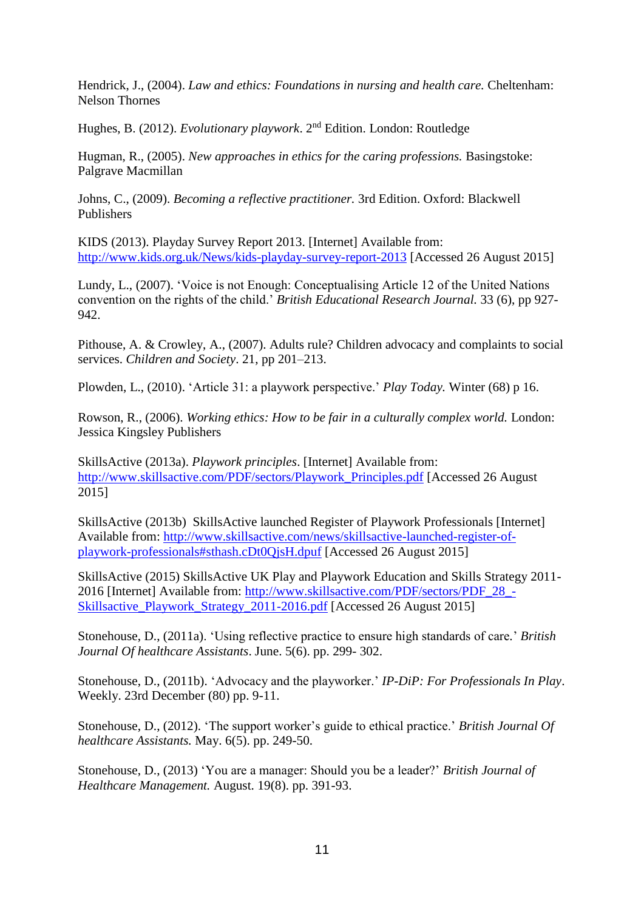Hendrick, J., (2004). *Law and ethics: Foundations in nursing and health care.* Cheltenham: Nelson Thornes

Hughes, B. (2012). *Evolutionary playwork*. 2nd Edition. London: Routledge

Hugman, R., (2005). *New approaches in ethics for the caring professions.* Basingstoke: Palgrave Macmillan

Johns, C., (2009). *Becoming a reflective practitioner.* 3rd Edition. Oxford: Blackwell Publishers

KIDS (2013). Playday Survey Report 2013. [Internet] Available from: http://www.kids.org.uk/News/kids-playday-survey-report-2013 [Accessed 26 August 2015]

Lundy, L., (2007). 'Voice is not Enough: Conceptualising Article 12 of the United Nations convention on the rights of the child.' *British Educational Research Journal.* 33 (6), pp 927-942.

Pithouse, A. & Crowley, A., (2007). Adults rule? Children advocacy and complaints to social services. *Children and Society*. 21, pp 201–213.

Plowden, L., (2010). 'Article 31: a playwork perspective.' *Play Today.* Winter (68) p 16.

Rowson, R., (2006). *Working ethics: How to be fair in a culturally complex world.* London: Jessica Kingsley Publishers

SkillsActive (2013a). *Playwork principles*. [Internet] Available from: http://www.skillsactive.com/PDF/sectors/Playwork_Principles.pdf [Accessed 26 August 2015]

SkillsActive (2013b) SkillsActive launched Register of Playwork Professionals [Internet] Available from: http://www.skillsactive.com/news/skillsactive-launched-register-of-playwork-professionals#sthash.cDt0QjsH.dpuf [Accessed 26 August 2015]

SkillsActive (2015) SkillsActive UK Play and Playwork Education and Skills Strategy 2011-2016 [Internet] Available from: http://www.skillsactive.com/PDF/sectors/PDF_28_-Skillsactive_Playwork_Strategy_2011-2016.pdf [Accessed 26 August 2015]

Stonehouse, D., (2011a). 'Using reflective practice to ensure high standards of care.' *British Journal Of healthcare Assistants*. June. 5(6). pp. 299- 302.

Stonehouse, D., (2011b). 'Advocacy and the playworker.' *IP-DiP: For Professionals In Play*. Weekly. 23rd December (80) pp. 9-11.

Stonehouse, D., (2012). 'The support worker's guide to ethical practice.' *British Journal Of healthcare Assistants.* May. 6(5). pp. 249-50.

Stonehouse, D., (2013) 'You are a manager: Should you be a leader?' *British Journal of Healthcare Management.* August. 19(8). pp. 391-93.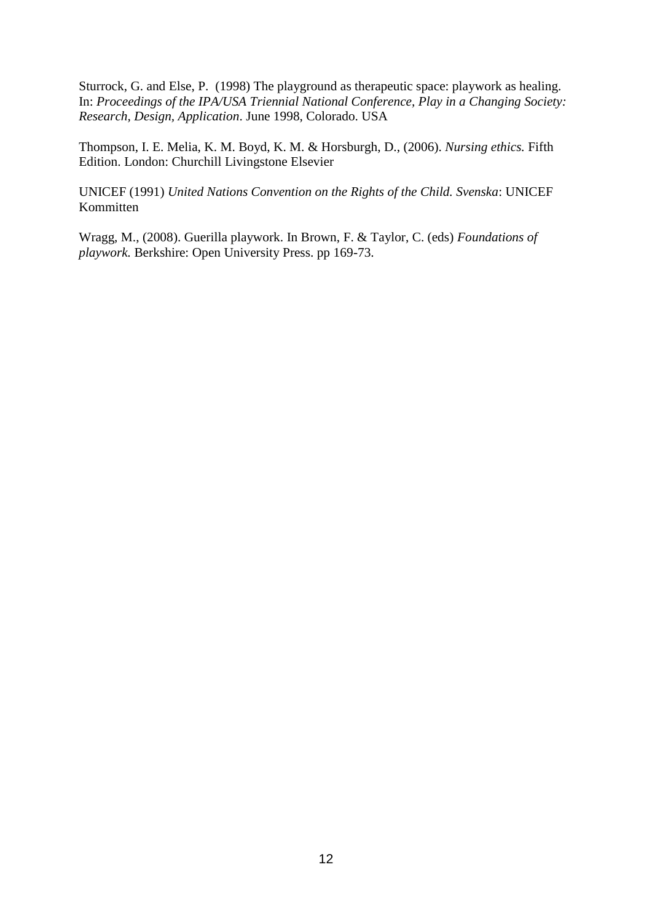Sturrock, G. and Else, P. (1998) The playground as therapeutic space: playwork as healing. In: *Proceedings of the IPA/USA Triennial National Conference, Play in a Changing Society: Research, Design, Application*. June 1998, Colorado. USA

Thompson, I. E. Melia, K. M. Boyd, K. M. & Horsburgh, D., (2006). *Nursing ethics.* Fifth Edition. London: Churchill Livingstone Elsevier

UNICEF (1991) *United Nations Convention on the Rights of the Child. Svenska*: UNICEF Kommitten

Wragg, M., (2008). Guerilla playwork. In Brown, F. & Taylor, C. (eds) *Foundations of playwork.* Berkshire: Open University Press. pp 169-73.